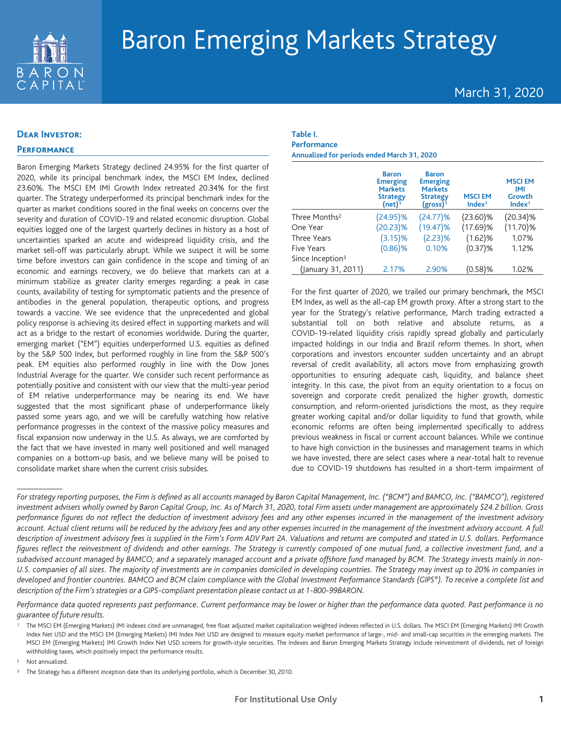# Baron Emerging Markets Strategy

March 31, 2020

## Dear Investor:

### Performance

Baron Emerging Markets Strategy declined 24.95% for the first quarter of 2020, while its principal benchmark index, the MSCI EM Index, declined 23.60%. The MSCI EM IMI Growth Index retreated 20.34% for the first quarter. The Strategy underperformed its principal benchmark index for the quarter as market conditions soured in the final weeks on concerns over the severity and duration of COVID-19 and related economic disruption. Global equities logged one of the largest quarterly declines in history as a host of uncertainties sparked an acute and widespread liquidity crisis, and the market sell-off was particularly abrupt. While we suspect it will be some time before investors can gain confidence in the scope and timing of an economic and earnings recovery, we do believe that markets can at a minimum stabilize as greater clarity emerges regarding: a peak in case counts, availability of testing for symptomatic patients and the presence of antibodies in the general population, therapeutic options, and progress towards a vaccine. We see evidence that the unprecedented and global policy response is achieving its desired effect in supporting markets and will act as a bridge to the restart of economies worldwide. During the quarter, emerging market ("EM") equities underperformed U.S. equities as defined by the S&P 500 Index, but performed roughly in line from the S&P 500's peak. EM equities also performed roughly in line with the Dow Jones Industrial Average for the quarter. We consider such recent performance as potentially positive and consistent with our view that the multi-year period of EM relative underperformance may be nearing its end. We have suggested that the most significant phase of underperformance likely passed some years ago, and we will be carefully watching how relative performance progresses in the context of the massive policy measures and fiscal expansion now underway in the U.S. As always, we are comforted by the fact that we have invested in many well positioned and well managed companies on a bottom-up basis, and we believe many will be poised to consolidate market share when the current crisis subsides.

**Table I.**
**Performance**
**Annualized for periods ended March 31, 2020**

| | Baron Emerging Markets Strategy (net)[1] | Baron Emerging Markets Strategy (gross)[1] | MSCI EM Index[1] | MSCI EM IMI Growth Index[1] |
|---|---|---|---|---|
| Three Months[2] | (24.95)% | (24.77)% | (23.60)% | (20.34)% |
| One Year | (20.23)% | (19.47)% | (17.69)% | (11.70)% |
| Three Years | (3.15)% | (2.23)% | (1.62)% | 1.07% |
| Five Years | (0.86)% | 0.10% | (0.37)% | 1.12% |
| Since Inception[3] (January 31, 2011) | 2.17% | 2.90% | (0.58)% | 1.02% |

For the first quarter of 2020, we trailed our primary benchmark, the MSCI EM Index, as well as the all-cap EM growth proxy. After a strong start to the year for the Strategy's relative performance, March trading extracted a substantial toll on both relative and absolute returns, as a COVID-19-related liquidity crisis rapidly spread globally and particularly impacted holdings in our India and Brazil reform themes. In short, when corporations and investors encounter sudden uncertainty and an abrupt reversal of credit availability, all actors move from emphasizing growth opportunities to ensuring adequate cash, liquidity, and balance sheet integrity. In this case, the pivot from an equity orientation to a focus on sovereign and corporate credit penalized the higher growth, domestic consumption, and reform-oriented jurisdictions the most, as they require greater working capital and/or dollar liquidity to fund that growth, while economic reforms are often being implemented specifically to address previous weakness in fiscal or current account balances. While we continue to have high conviction in the businesses and management teams in which we have invested, there are select cases where a near-total halt to revenue due to COVID-19 shutdowns has resulted in a short-term impairment of

---

*For strategy reporting purposes, the Firm is defined as all accounts managed by Baron Capital Management, Inc. ("BCM") and BAMCO, Inc. ("BAMCO"), registered investment advisers wholly owned by Baron Capital Group, Inc. As of March 31, 2020, total Firm assets under management are approximately $24.2 billion. Gross performance figures do not reflect the deduction of investment advisory fees and any other expenses incurred in the management of the investment advisory account. Actual client returns will be reduced by the advisory fees and any other expenses incurred in the management of the investment advisory account. A full description of investment advisory fees is supplied in the Firm's Form ADV Part 2A. Valuations and returns are computed and stated in U.S. dollars. Performance figures reflect the reinvestment of dividends and other earnings. The Strategy is currently composed of one mutual fund, a collective investment fund, and a subadvised account managed by BAMCO; and a separately managed account and a private offshore fund managed by BCM. The Strategy invests mainly in non-U.S. companies of all sizes. The majority of investments are in companies domiciled in developing countries. The Strategy may invest up to 20% in companies in developed and frontier countries. BAMCO and BCM claim compliance with the Global Investment Performance Standards (GIPS®). To receive a complete list and description of the Firm's strategies or a GIPS-compliant presentation please contact us at 1-800-99BARON.*

*Performance data quoted represents past performance. Current performance may be lower or higher than the performance data quoted. Past performance is no guarantee of future results.*

[1] The MSCI EM (Emerging Markets) IMI indexes cited are unmanaged, free float adjusted market capitalization weighted indexes reflected in U.S. dollars. The MSCI EM (Emerging Markets) IMI Growth Index Net USD and the MSCI EM (Emerging Markets) IMI Index Net USD are designed to measure equity market performance of large-, mid- and small-cap securities in the emerging markets. The MSCI EM (Emerging Markets) IMI Growth Index Net USD screens for growth-style securities. The indexes and Baron Emerging Markets Strategy include reinvestment of dividends, net of foreign withholding taxes, which positively impact the performance results.

[2] Not annualized.

[3] The Strategy has a different inception date than its underlying portfolio, which is December 30, 2010.

For Institutional Use Only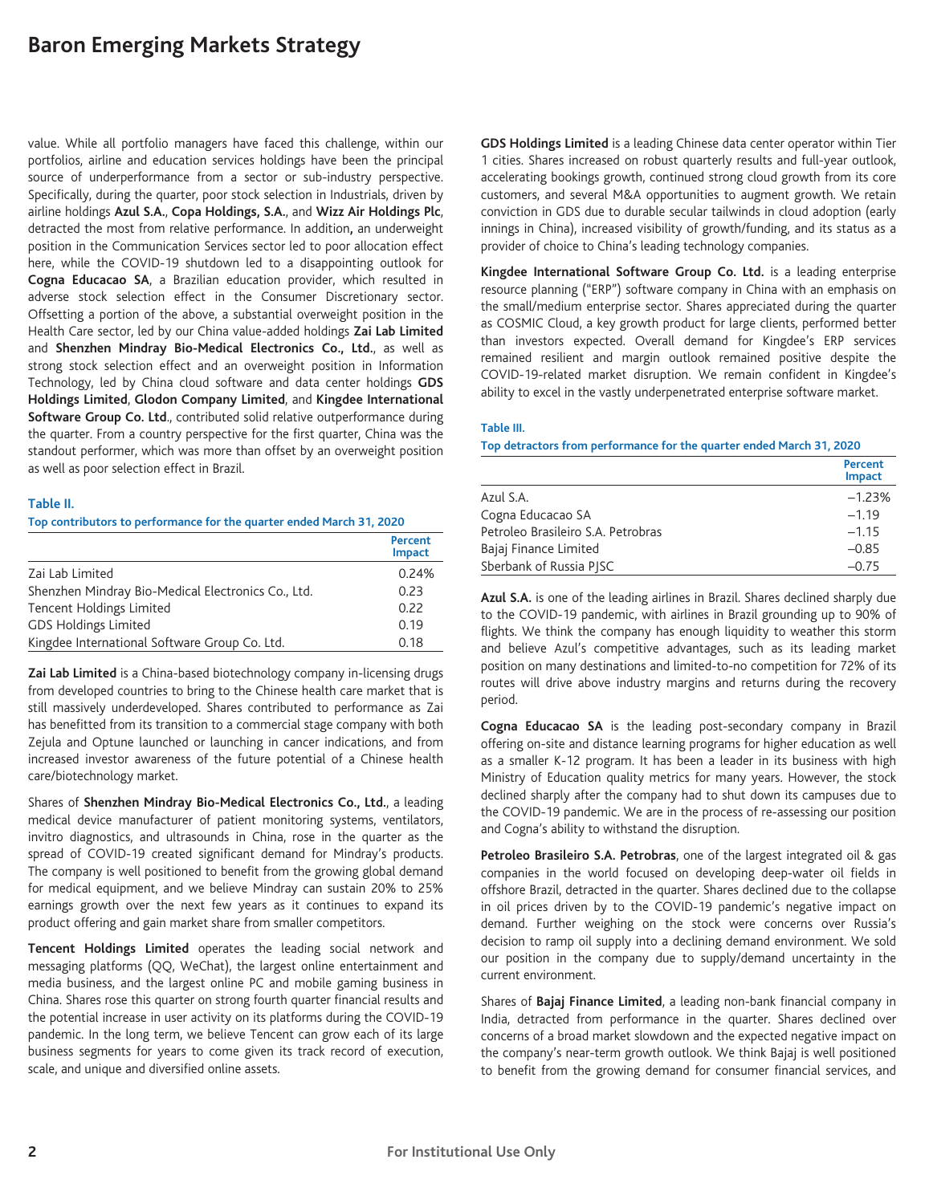value. While all portfolio managers have faced this challenge, within our portfolios, airline and education services holdings have been the principal source of underperformance from a sector or sub-industry perspective. Specifically, during the quarter, poor stock selection in Industrials, driven by airline holdings **Azul S.A.**, **Copa Holdings, S.A.**, and **Wizz Air Holdings Plc**, detracted the most from relative performance. In addition**,** an underweight position in the Communication Services sector led to poor allocation effect here, while the COVID-19 shutdown led to a disappointing outlook for **Cogna Educacao SA**, a Brazilian education provider, which resulted in adverse stock selection effect in the Consumer Discretionary sector. Offsetting a portion of the above, a substantial overweight position in the Health Care sector, led by our China value-added holdings **Zai Lab Limited** and **Shenzhen Mindray Bio-Medical Electronics Co., Ltd.**, as well as strong stock selection effect and an overweight position in Information Technology, led by China cloud software and data center holdings **GDS Holdings Limited**, **Glodon Company Limited**, and **Kingdee International Software Group Co. Ltd**., contributed solid relative outperformance during the quarter. From a country perspective for the first quarter, China was the standout performer, which was more than offset by an overweight position as well as poor selection effect in Brazil.

**Table II.**

**Top contributors to performance for the quarter ended March 31, 2020**

| | Percent Impact |
|---|---|
| Zai Lab Limited | 0.24% |
| Shenzhen Mindray Bio-Medical Electronics Co., Ltd. | 0.23 |
| Tencent Holdings Limited | 0.22 |
| GDS Holdings Limited | 0.19 |
| Kingdee International Software Group Co. Ltd. | 0.18 |

**Zai Lab Limited** is a China-based biotechnology company in-licensing drugs from developed countries to bring to the Chinese health care market that is still massively underdeveloped. Shares contributed to performance as Zai has benefitted from its transition to a commercial stage company with both Zejula and Optune launched or launching in cancer indications, and from increased investor awareness of the future potential of a Chinese health care/biotechnology market.

Shares of **Shenzhen Mindray Bio-Medical Electronics Co., Ltd.**, a leading medical device manufacturer of patient monitoring systems, ventilators, invitro diagnostics, and ultrasounds in China, rose in the quarter as the spread of COVID-19 created significant demand for Mindray's products. The company is well positioned to benefit from the growing global demand for medical equipment, and we believe Mindray can sustain 20% to 25% earnings growth over the next few years as it continues to expand its product offering and gain market share from smaller competitors.

**Tencent Holdings Limited** operates the leading social network and messaging platforms (QQ, WeChat), the largest online entertainment and media business, and the largest online PC and mobile gaming business in China. Shares rose this quarter on strong fourth quarter financial results and the potential increase in user activity on its platforms during the COVID-19 pandemic. In the long term, we believe Tencent can grow each of its large business segments for years to come given its track record of execution, scale, and unique and diversified online assets.

**GDS Holdings Limited** is a leading Chinese data center operator within Tier 1 cities. Shares increased on robust quarterly results and full-year outlook, accelerating bookings growth, continued strong cloud growth from its core customers, and several M&A opportunities to augment growth. We retain conviction in GDS due to durable secular tailwinds in cloud adoption (early innings in China), increased visibility of growth/funding, and its status as a provider of choice to China's leading technology companies.

**Kingdee International Software Group Co. Ltd.** is a leading enterprise resource planning ("ERP") software company in China with an emphasis on the small/medium enterprise sector. Shares appreciated during the quarter as COSMIC Cloud, a key growth product for large clients, performed better than investors expected. Overall demand for Kingdee's ERP services remained resilient and margin outlook remained positive despite the COVID-19-related market disruption. We remain confident in Kingdee's ability to excel in the vastly underpenetrated enterprise software market.

**Table III.**

**Top detractors from performance for the quarter ended March 31, 2020**

| | Percent Impact |
|---|---|
| Azul S.A. | –1.23% |
| Cogna Educacao SA | –1.19 |
| Petroleo Brasileiro S.A. Petrobras | –1.15 |
| Bajaj Finance Limited | –0.85 |
| Sberbank of Russia PJSC | –0.75 |

**Azul S.A.** is one of the leading airlines in Brazil. Shares declined sharply due to the COVID-19 pandemic, with airlines in Brazil grounding up to 90% of flights. We think the company has enough liquidity to weather this storm and believe Azul's competitive advantages, such as its leading market position on many destinations and limited-to-no competition for 72% of its routes will drive above industry margins and returns during the recovery period.

**Cogna Educacao SA** is the leading post-secondary company in Brazil offering on-site and distance learning programs for higher education as well as a smaller K-12 program. It has been a leader in its business with high Ministry of Education quality metrics for many years. However, the stock declined sharply after the company had to shut down its campuses due to the COVID-19 pandemic. We are in the process of re-assessing our position and Cogna's ability to withstand the disruption.

**Petroleo Brasileiro S.A. Petrobras**, one of the largest integrated oil & gas companies in the world focused on developing deep-water oil fields in offshore Brazil, detracted in the quarter. Shares declined due to the collapse in oil prices driven by to the COVID-19 pandemic's negative impact on demand. Further weighing on the stock were concerns over Russia's decision to ramp oil supply into a declining demand environment. We sold our position in the company due to supply/demand uncertainty in the current environment.

Shares of **Bajaj Finance Limited**, a leading non-bank financial company in India, detracted from performance in the quarter. Shares declined over concerns of a broad market slowdown and the expected negative impact on the company's near-term growth outlook. We think Bajaj is well positioned to benefit from the growing demand for consumer financial services, and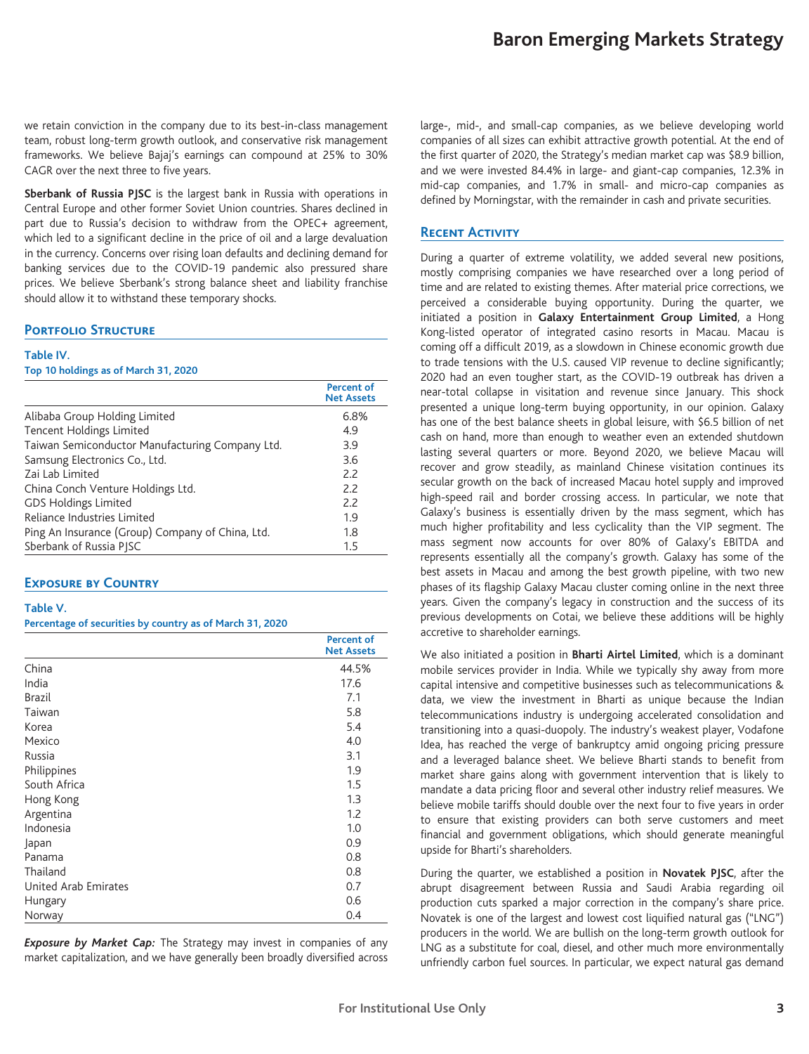we retain conviction in the company due to its best-in-class management team, robust long-term growth outlook, and conservative risk management frameworks. We believe Bajaj's earnings can compound at 25% to 30% CAGR over the next three to five years.

**Sberbank of Russia PJSC** is the largest bank in Russia with operations in Central Europe and other former Soviet Union countries. Shares declined in part due to Russia's decision to withdraw from the OPEC+ agreement, which led to a significant decline in the price of oil and a large devaluation in the currency. Concerns over rising loan defaults and declining demand for banking services due to the COVID-19 pandemic also pressured share prices. We believe Sberbank's strong balance sheet and liability franchise should allow it to withstand these temporary shocks.

## Portfolio Structure

**Table IV.**
**Top 10 holdings as of March 31, 2020**

| | Percent of Net Assets |
|---|---|
| Alibaba Group Holding Limited | 6.8% |
| Tencent Holdings Limited | 4.9 |
| Taiwan Semiconductor Manufacturing Company Ltd. | 3.9 |
| Samsung Electronics Co., Ltd. | 3.6 |
| Zai Lab Limited | 2.2 |
| China Conch Venture Holdings Ltd. | 2.2 |
| GDS Holdings Limited | 2.2 |
| Reliance Industries Limited | 1.9 |
| Ping An Insurance (Group) Company of China, Ltd. | 1.8 |
| Sberbank of Russia PJSC | 1.5 |

## Exposure by Country

**Table V.**
**Percentage of securities by country as of March 31, 2020**

| | Percent of Net Assets |
|---|---|
| China | 44.5% |
| India | 17.6 |
| Brazil | 7.1 |
| Taiwan | 5.8 |
| Korea | 5.4 |
| Mexico | 4.0 |
| Russia | 3.1 |
| Philippines | 1.9 |
| South Africa | 1.5 |
| Hong Kong | 1.3 |
| Argentina | 1.2 |
| Indonesia | 1.0 |
| Japan | 0.9 |
| Panama | 0.8 |
| Thailand | 0.8 |
| United Arab Emirates | 0.7 |
| Hungary | 0.6 |
| Norway | 0.4 |

***Exposure by Market Cap:*** The Strategy may invest in companies of any market capitalization, and we have generally been broadly diversified across large-, mid-, and small-cap companies, as we believe developing world companies of all sizes can exhibit attractive growth potential. At the end of the first quarter of 2020, the Strategy's median market cap was $8.9 billion, and we were invested 84.4% in large- and giant-cap companies, 12.3% in mid-cap companies, and 1.7% in small- and micro-cap companies as defined by Morningstar, with the remainder in cash and private securities.

## Recent Activity

During a quarter of extreme volatility, we added several new positions, mostly comprising companies we have researched over a long period of time and are related to existing themes. After material price corrections, we perceived a considerable buying opportunity. During the quarter, we initiated a position in **Galaxy Entertainment Group Limited**, a Hong Kong-listed operator of integrated casino resorts in Macau. Macau is coming off a difficult 2019, as a slowdown in Chinese economic growth due to trade tensions with the U.S. caused VIP revenue to decline significantly; 2020 had an even tougher start, as the COVID-19 outbreak has driven a near-total collapse in visitation and revenue since January. This shock presented a unique long-term buying opportunity, in our opinion. Galaxy has one of the best balance sheets in global leisure, with $6.5 billion of net cash on hand, more than enough to weather even an extended shutdown lasting several quarters or more. Beyond 2020, we believe Macau will recover and grow steadily, as mainland Chinese visitation continues its secular growth on the back of increased Macau hotel supply and improved high-speed rail and border crossing access. In particular, we note that Galaxy's business is essentially driven by the mass segment, which has much higher profitability and less cyclicality than the VIP segment. The mass segment now accounts for over 80% of Galaxy's EBITDA and represents essentially all the company's growth. Galaxy has some of the best assets in Macau and among the best growth pipeline, with two new phases of its flagship Galaxy Macau cluster coming online in the next three years. Given the company's legacy in construction and the success of its previous developments on Cotai, we believe these additions will be highly accretive to shareholder earnings.

We also initiated a position in **Bharti Airtel Limited**, which is a dominant mobile services provider in India. While we typically shy away from more capital intensive and competitive businesses such as telecommunications & data, we view the investment in Bharti as unique because the Indian telecommunications industry is undergoing accelerated consolidation and transitioning into a quasi-duopoly. The industry's weakest player, Vodafone Idea, has reached the verge of bankruptcy amid ongoing pricing pressure and a leveraged balance sheet. We believe Bharti stands to benefit from market share gains along with government intervention that is likely to mandate a data pricing floor and several other industry relief measures. We believe mobile tariffs should double over the next four to five years in order to ensure that existing providers can both serve customers and meet financial and government obligations, which should generate meaningful upside for Bharti's shareholders.

During the quarter, we established a position in **Novatek PJSC**, after the abrupt disagreement between Russia and Saudi Arabia regarding oil production cuts sparked a major correction in the company's share price. Novatek is one of the largest and lowest cost liquified natural gas ("LNG") producers in the world. We are bullish on the long-term growth outlook for LNG as a substitute for coal, diesel, and other much more environmentally unfriendly carbon fuel sources. In particular, we expect natural gas demand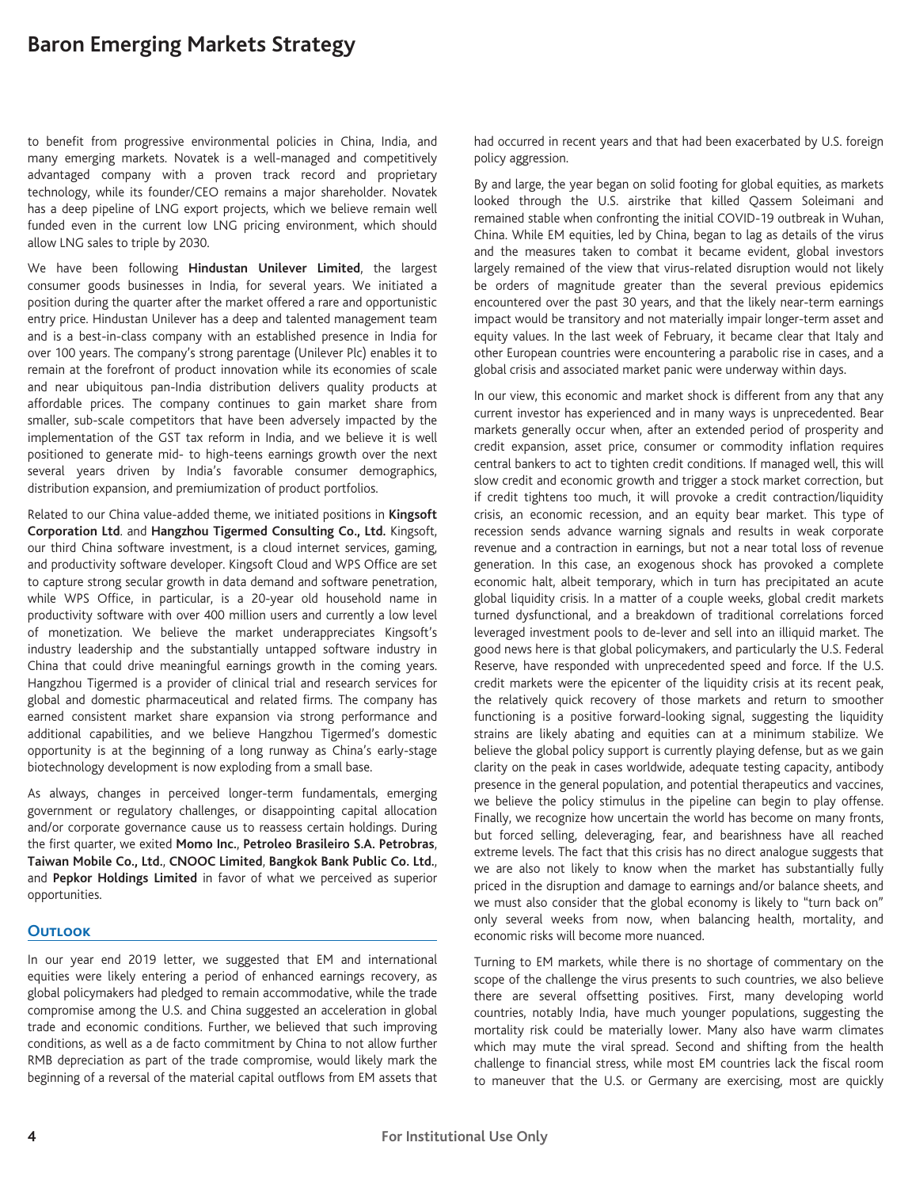to benefit from progressive environmental policies in China, India, and many emerging markets. Novatek is a well-managed and competitively advantaged company with a proven track record and proprietary technology, while its founder/CEO remains a major shareholder. Novatek has a deep pipeline of LNG export projects, which we believe remain well funded even in the current low LNG pricing environment, which should allow LNG sales to triple by 2030.

We have been following **Hindustan Unilever Limited**, the largest consumer goods businesses in India, for several years. We initiated a position during the quarter after the market offered a rare and opportunistic entry price. Hindustan Unilever has a deep and talented management team and is a best-in-class company with an established presence in India for over 100 years. The company's strong parentage (Unilever Plc) enables it to remain at the forefront of product innovation while its economies of scale and near ubiquitous pan-India distribution delivers quality products at affordable prices. The company continues to gain market share from smaller, sub-scale competitors that have been adversely impacted by the implementation of the GST tax reform in India, and we believe it is well positioned to generate mid- to high-teens earnings growth over the next several years driven by India's favorable consumer demographics, distribution expansion, and premiumization of product portfolios.

Related to our China value-added theme, we initiated positions in **Kingsoft Corporation Ltd**. and **Hangzhou Tigermed Consulting Co., Ltd.** Kingsoft, our third China software investment, is a cloud internet services, gaming, and productivity software developer. Kingsoft Cloud and WPS Office are set to capture strong secular growth in data demand and software penetration, while WPS Office, in particular, is a 20-year old household name in productivity software with over 400 million users and currently a low level of monetization. We believe the market underappreciates Kingsoft's industry leadership and the substantially untapped software industry in China that could drive meaningful earnings growth in the coming years. Hangzhou Tigermed is a provider of clinical trial and research services for global and domestic pharmaceutical and related firms. The company has earned consistent market share expansion via strong performance and additional capabilities, and we believe Hangzhou Tigermed's domestic opportunity is at the beginning of a long runway as China's early-stage biotechnology development is now exploding from a small base.

As always, changes in perceived longer-term fundamentals, emerging government or regulatory challenges, or disappointing capital allocation and/or corporate governance cause us to reassess certain holdings. During the first quarter, we exited **Momo Inc.**, **Petroleo Brasileiro S.A. Petrobras**, **Taiwan Mobile Co., Ltd.**, **CNOOC Limited**, **Bangkok Bank Public Co. Ltd.**, and **Pepkor Holdings Limited** in favor of what we perceived as superior opportunities.

## Outlook

In our year end 2019 letter, we suggested that EM and international equities were likely entering a period of enhanced earnings recovery, as global policymakers had pledged to remain accommodative, while the trade compromise among the U.S. and China suggested an acceleration in global trade and economic conditions. Further, we believed that such improving conditions, as well as a de facto commitment by China to not allow further RMB depreciation as part of the trade compromise, would likely mark the beginning of a reversal of the material capital outflows from EM assets that had occurred in recent years and that had been exacerbated by U.S. foreign policy aggression.

By and large, the year began on solid footing for global equities, as markets looked through the U.S. airstrike that killed Qassem Soleimani and remained stable when confronting the initial COVID-19 outbreak in Wuhan, China. While EM equities, led by China, began to lag as details of the virus and the measures taken to combat it became evident, global investors largely remained of the view that virus-related disruption would not likely be orders of magnitude greater than the several previous epidemics encountered over the past 30 years, and that the likely near-term earnings impact would be transitory and not materially impair longer-term asset and equity values. In the last week of February, it became clear that Italy and other European countries were encountering a parabolic rise in cases, and a global crisis and associated market panic were underway within days.

In our view, this economic and market shock is different from any that any current investor has experienced and in many ways is unprecedented. Bear markets generally occur when, after an extended period of prosperity and credit expansion, asset price, consumer or commodity inflation requires central bankers to act to tighten credit conditions. If managed well, this will slow credit and economic growth and trigger a stock market correction, but if credit tightens too much, it will provoke a credit contraction/liquidity crisis, an economic recession, and an equity bear market. This type of recession sends advance warning signals and results in weak corporate revenue and a contraction in earnings, but not a near total loss of revenue generation. In this case, an exogenous shock has provoked a complete economic halt, albeit temporary, which in turn has precipitated an acute global liquidity crisis. In a matter of a couple weeks, global credit markets turned dysfunctional, and a breakdown of traditional correlations forced leveraged investment pools to de-lever and sell into an illiquid market. The good news here is that global policymakers, and particularly the U.S. Federal Reserve, have responded with unprecedented speed and force. If the U.S. credit markets were the epicenter of the liquidity crisis at its recent peak, the relatively quick recovery of those markets and return to smoother functioning is a positive forward-looking signal, suggesting the liquidity strains are likely abating and equities can at a minimum stabilize. We believe the global policy support is currently playing defense, but as we gain clarity on the peak in cases worldwide, adequate testing capacity, antibody presence in the general population, and potential therapeutics and vaccines, we believe the policy stimulus in the pipeline can begin to play offense. Finally, we recognize how uncertain the world has become on many fronts, but forced selling, deleveraging, fear, and bearishness have all reached extreme levels. The fact that this crisis has no direct analogue suggests that we are also not likely to know when the market has substantially fully priced in the disruption and damage to earnings and/or balance sheets, and we must also consider that the global economy is likely to "turn back on" only several weeks from now, when balancing health, mortality, and economic risks will become more nuanced.

Turning to EM markets, while there is no shortage of commentary on the scope of the challenge the virus presents to such countries, we also believe there are several offsetting positives. First, many developing world countries, notably India, have much younger populations, suggesting the mortality risk could be materially lower. Many also have warm climates which may mute the viral spread. Second and shifting from the health challenge to financial stress, while most EM countries lack the fiscal room to maneuver that the U.S. or Germany are exercising, most are quickly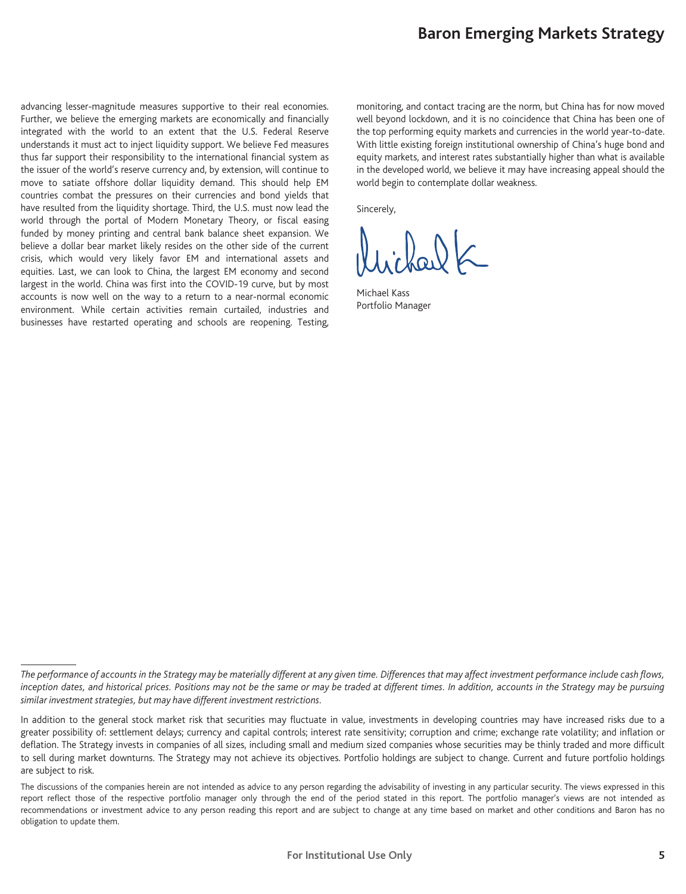advancing lesser-magnitude measures supportive to their real economies. Further, we believe the emerging markets are economically and financially integrated with the world to an extent that the U.S. Federal Reserve understands it must act to inject liquidity support. We believe Fed measures thus far support their responsibility to the international financial system as the issuer of the world's reserve currency and, by extension, will continue to move to satiate offshore dollar liquidity demand. This should help EM countries combat the pressures on their currencies and bond yields that have resulted from the liquidity shortage. Third, the U.S. must now lead the world through the portal of Modern Monetary Theory, or fiscal easing funded by money printing and central bank balance sheet expansion. We believe a dollar bear market likely resides on the other side of the current crisis, which would very likely favor EM and international assets and equities. Last, we can look to China, the largest EM economy and second largest in the world. China was first into the COVID-19 curve, but by most accounts is now well on the way to a return to a near-normal economic environment. While certain activities remain curtailed, industries and businesses have restarted operating and schools are reopening. Testing, monitoring, and contact tracing are the norm, but China has for now moved well beyond lockdown, and it is no coincidence that China has been one of the top performing equity markets and currencies in the world year-to-date. With little existing foreign institutional ownership of China's huge bond and equity markets, and interest rates substantially higher than what is available in the developed world, we believe it may have increasing appeal should the world begin to contemplate dollar weakness.

Sincerely,

Michael Kass
Portfolio Manager

---

*The performance of accounts in the Strategy may be materially different at any given time. Differences that may affect investment performance include cash flows, inception dates, and historical prices. Positions may not be the same or may be traded at different times. In addition, accounts in the Strategy may be pursuing similar investment strategies, but may have different investment restrictions.*

In addition to the general stock market risk that securities may fluctuate in value, investments in developing countries may have increased risks due to a greater possibility of: settlement delays; currency and capital controls; interest rate sensitivity; corruption and crime; exchange rate volatility; and inflation or deflation. The Strategy invests in companies of all sizes, including small and medium sized companies whose securities may be thinly traded and more difficult to sell during market downturns. The Strategy may not achieve its objectives. Portfolio holdings are subject to change. Current and future portfolio holdings are subject to risk.

The discussions of the companies herein are not intended as advice to any person regarding the advisability of investing in any particular security. The views expressed in this report reflect those of the respective portfolio manager only through the end of the period stated in this report. The portfolio manager's views are not intended as recommendations or investment advice to any person reading this report and are subject to change at any time based on market and other conditions and Baron has no obligation to update them.